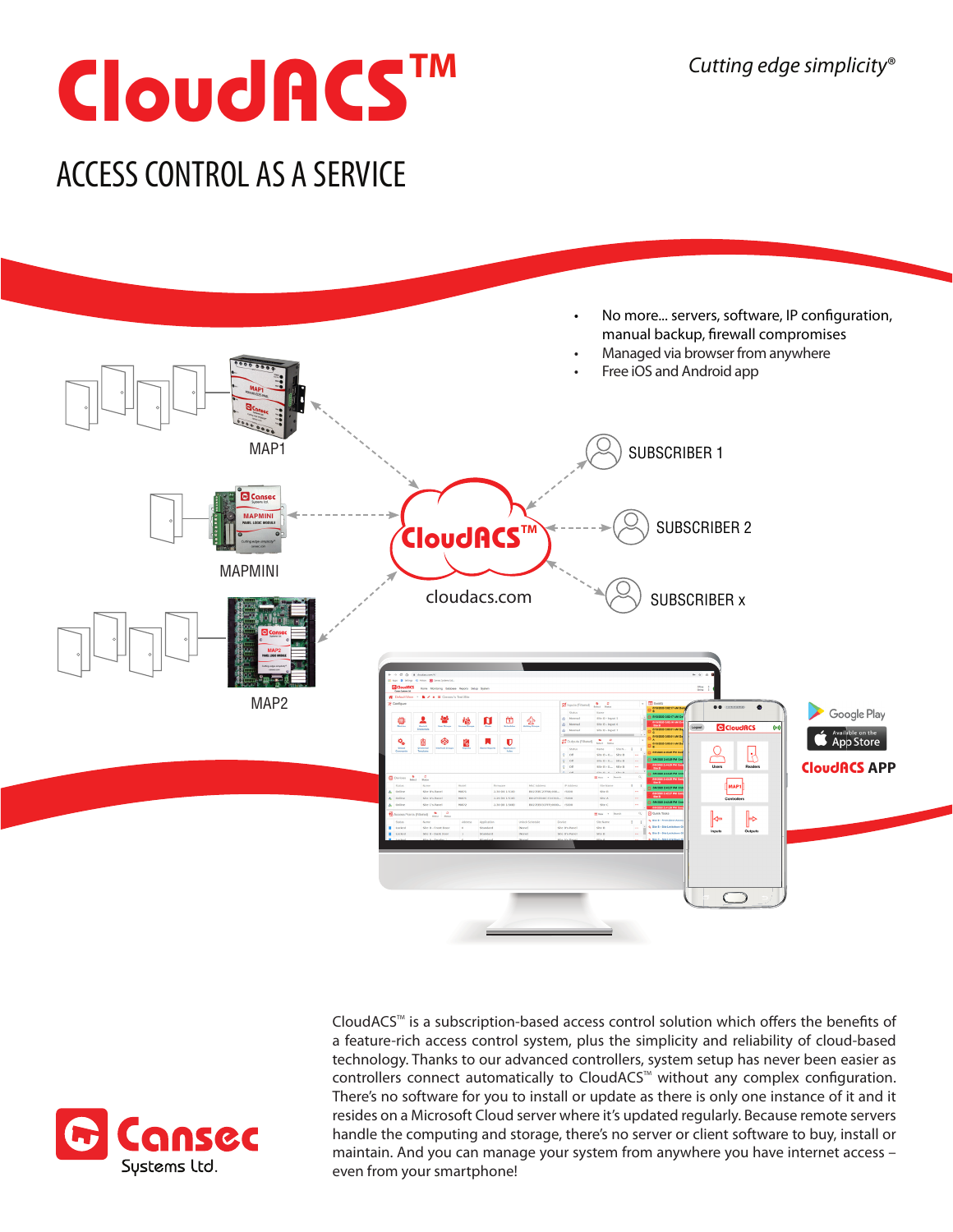# CloudACS™

*Cutting edge simplicity®*

## ACCESS CONTROL AS A SERVICE

- No more... servers, software, IP configuration, manual backup, firewall compromises
- Managed via browser from anywhere
- Free iOS and Android app

MAP1

MAPMINI

MAP2

CloudACS™

cloudacs.com

SUBSCRIBER 1

SUBSCRIBER 2

SUBSCRIBER x

Google Play

Available on the App Store

**CloudACS APP**

CloudACS™ is a subscription-based access control solution which offers the benefits of a feature-rich access control system, plus the simplicity and reliability of cloud-based technology. Thanks to our advanced controllers, system setup has never been easier as controllers connect automatically to CloudACS™ without any complex configuration. There's no software for you to install or update as there is only one instance of it and it resides on a Microsoft Cloud server where it's updated regularly. Because remote servers handle the computing and storage, there's no server or client software to buy, install or maintain. And you can manage your system from anywhere you have internet access – even from your smartphone!

Cansec Systems Ltd.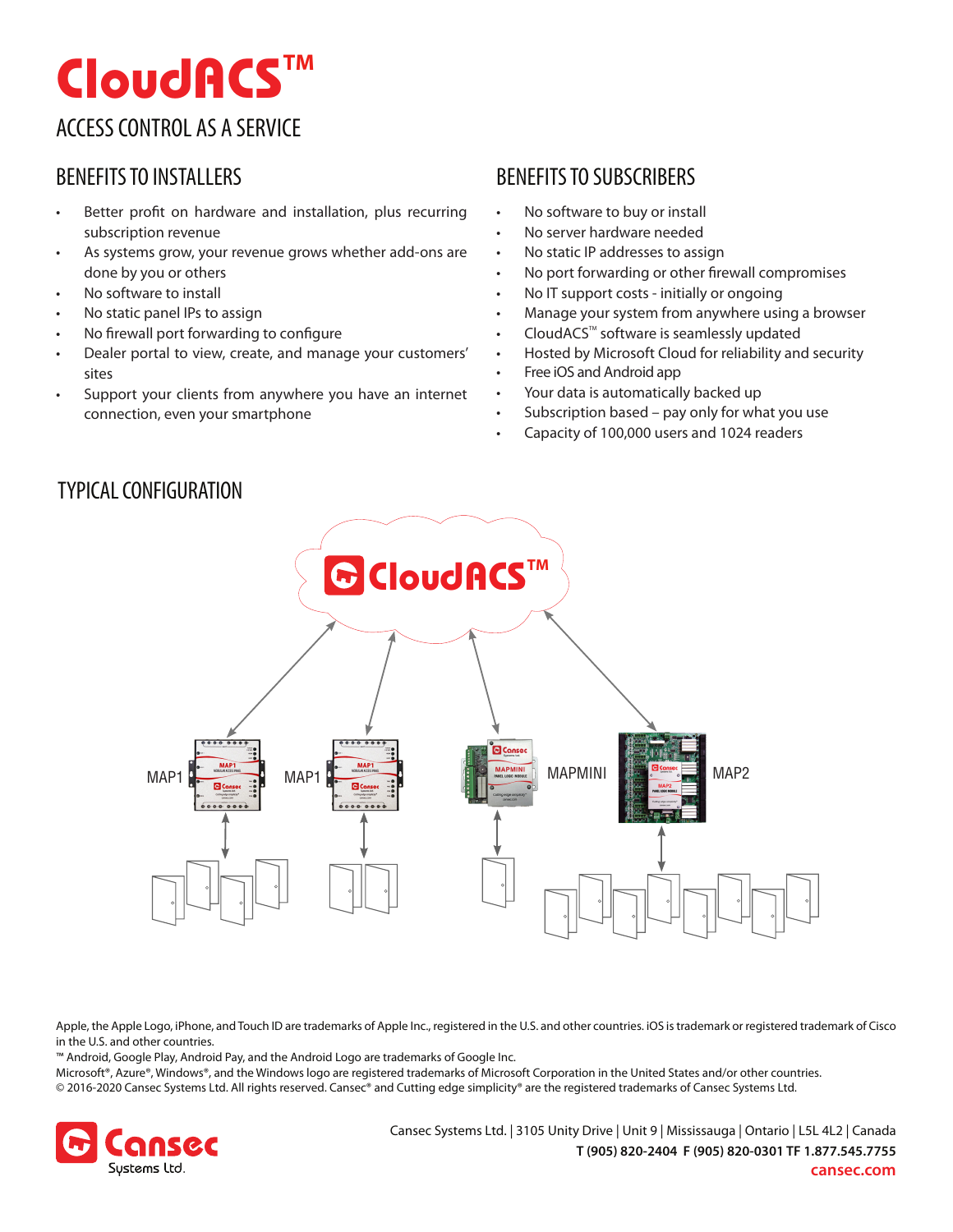# CloudACS™

## ACCESS CONTROL AS A SERVICE

## BENEFITS TO INSTALLERS

- Better profit on hardware and installation, plus recurring subscription revenue
- As systems grow, your revenue grows whether add-ons are done by you or others
- No software to install
- No static panel IPs to assign
- No firewall port forwarding to configure
- Dealer portal to view, create, and manage your customers' sites
- Support your clients from anywhere you have an internet connection, even your smartphone

## BENEFITS TO SUBSCRIBERS

- No software to buy or install
- No server hardware needed
- No static IP addresses to assign
- No port forwarding or other firewall compromises
- No IT support costs - initially or ongoing
- Manage your system from anywhere using a browser
- CloudACS™ software is seamlessly updated
- Hosted by Microsoft Cloud for reliability and security
- Free iOS and Android app
- Your data is automatically backed up
- Subscription based – pay only for what you use
- Capacity of 100,000 users and 1024 readers

## TYPICAL CONFIGURATION

CloudACS™

MAP1

MAP1

MAPMINI

MAP2

Apple, the Apple Logo, iPhone, and Touch ID are trademarks of Apple Inc., registered in the U.S. and other countries. iOS is trademark or registered trademark of Cisco in the U.S. and other countries.

™ Android, Google Play, Android Pay, and the Android Logo are trademarks of Google Inc.

Microsoft®, Azure®, Windows®, and the Windows logo are registered trademarks of Microsoft Corporation in the United States and/or other countries.

© 2016-2020 Cansec Systems Ltd. All rights reserved. Cansec® and Cutting edge simplicity® are the registered trademarks of Cansec Systems Ltd.

Cansec Systems Ltd.

Cansec Systems Ltd. | 3105 Unity Drive | Unit 9 | Mississauga | Ontario | L5L 4L2 | Canada

**T (905) 820-2404 F (905) 820-0301 TF 1.877.545.7755**

**cansec.com**